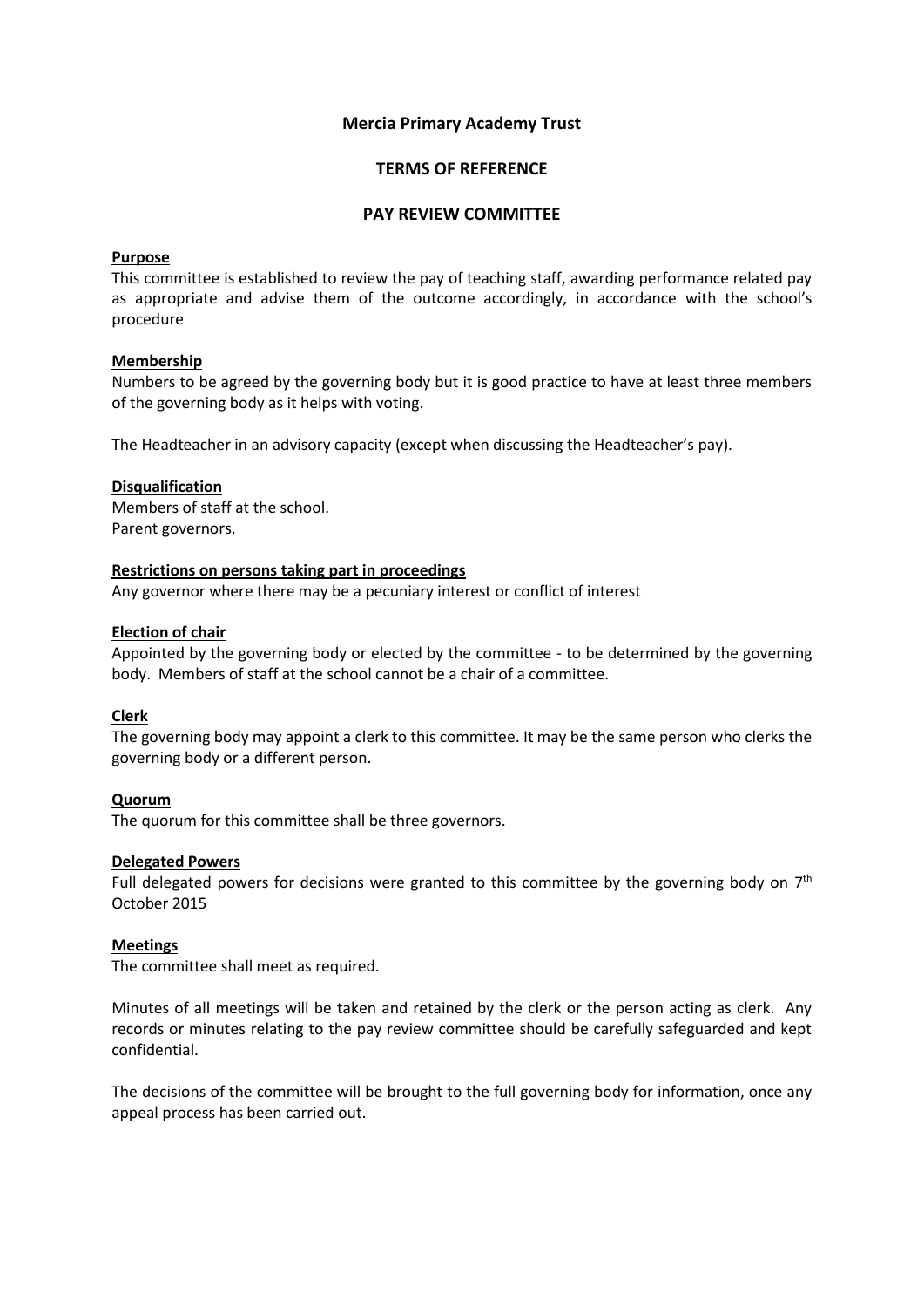# Mercia Primary Academy Trust

## TERMS OF REFERENCE

## PAY REVIEW COMMITTEE

**Purpose**

This committee is established to review the pay of teaching staff, awarding performance related pay as appropriate and advise them of the outcome accordingly, in accordance with the school's procedure

**Membership**

Numbers to be agreed by the governing body but it is good practice to have at least three members of the governing body as it helps with voting.

The Headteacher in an advisory capacity (except when discussing the Headteacher's pay).

**Disqualification**

Members of staff at the school.
Parent governors.

**Restrictions on persons taking part in proceedings**

Any governor where there may be a pecuniary interest or conflict of interest

**Election of chair**

Appointed by the governing body or elected by the committee - to be determined by the governing body. Members of staff at the school cannot be a chair of a committee.

**Clerk**

The governing body may appoint a clerk to this committee. It may be the same person who clerks the governing body or a different person.

**Quorum**

The quorum for this committee shall be three governors.

**Delegated Powers**

Full delegated powers for decisions were granted to this committee by the governing body on 7th October 2015

**Meetings**

The committee shall meet as required.

Minutes of all meetings will be taken and retained by the clerk or the person acting as clerk. Any records or minutes relating to the pay review committee should be carefully safeguarded and kept confidential.

The decisions of the committee will be brought to the full governing body for information, once any appeal process has been carried out.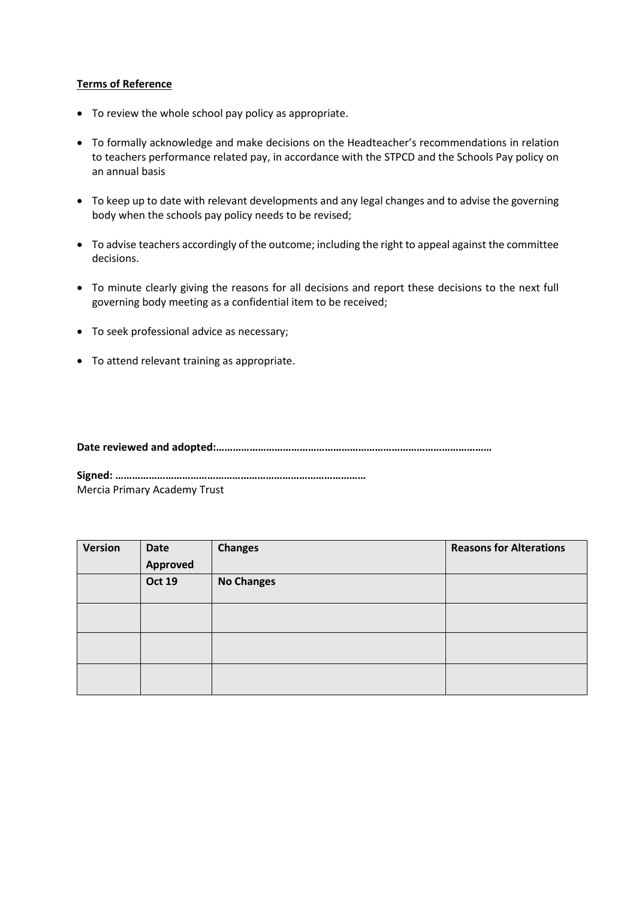**<u>Terms of Reference</u>**

- To review the whole school pay policy as appropriate.
- To formally acknowledge and make decisions on the Headteacher's recommendations in relation to teachers performance related pay, in accordance with the STPCD and the Schools Pay policy on an annual basis
- To keep up to date with relevant developments and any legal changes and to advise the governing body when the schools pay policy needs to be revised;
- To advise teachers accordingly of the outcome; including the right to appeal against the committee decisions.
- To minute clearly giving the reasons for all decisions and report these decisions to the next full governing body meeting as a confidential item to be received;
- To seek professional advice as necessary;
- To attend relevant training as appropriate.

**Date reviewed and adopted:………………………………………………………………………………………**

**Signed: ………………………………………………………………………………**
Mercia Primary Academy Trust

| Version | Date Approved | Changes | Reasons for Alterations |
|---|---|---|---|
| | **Oct 19** | **No Changes** | |
| | | | |
| | | | |
| | | | |